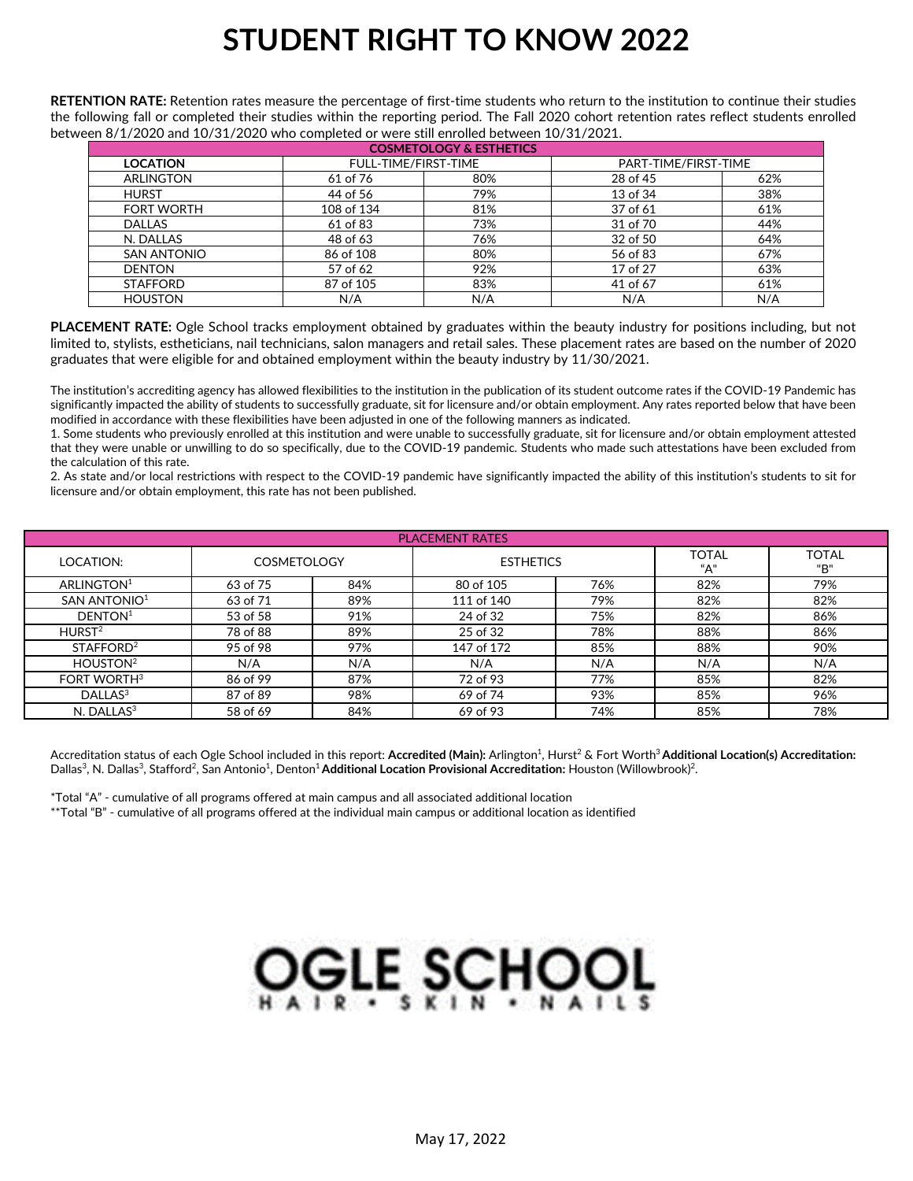# STUDENT RIGHT TO KNOW 2022

**RETENTION RATE:** Retention rates measure the percentage of first-time students who return to the institution to continue their studies the following fall or completed their studies within the reporting period. The Fall 2020 cohort retention rates reflect students enrolled between 8/1/2020 and 10/31/2020 who completed or were still enrolled between 10/31/2021.

| COSMETOLOGY & ESTHETICS | | | | |
|---|---|---|---|---|
| **LOCATION** | FULL-TIME/FIRST-TIME | | PART-TIME/FIRST-TIME | |
| ARLINGTON | 61 of 76 | 80% | 28 of 45 | 62% |
| HURST | 44 of 56 | 79% | 13 of 34 | 38% |
| FORT WORTH | 108 of 134 | 81% | 37 of 61 | 61% |
| DALLAS | 61 of 83 | 73% | 31 of 70 | 44% |
| N. DALLAS | 48 of 63 | 76% | 32 of 50 | 64% |
| SAN ANTONIO | 86 of 108 | 80% | 56 of 83 | 67% |
| DENTON | 57 of 62 | 92% | 17 of 27 | 63% |
| STAFFORD | 87 of 105 | 83% | 41 of 67 | 61% |
| HOUSTON | N/A | N/A | N/A | N/A |

**PLACEMENT RATE:** Ogle School tracks employment obtained by graduates within the beauty industry for positions including, but not limited to, stylists, estheticians, nail technicians, salon managers and retail sales. These placement rates are based on the number of 2020 graduates that were eligible for and obtained employment within the beauty industry by 11/30/2021.

The institution's accrediting agency has allowed flexibilities to the institution in the publication of its student outcome rates if the COVID-19 Pandemic has significantly impacted the ability of students to successfully graduate, sit for licensure and/or obtain employment. Any rates reported below that have been modified in accordance with these flexibilities have been adjusted in one of the following manners as indicated.

1. Some students who previously enrolled at this institution and were unable to successfully graduate, sit for licensure and/or obtain employment attested that they were unable or unwilling to do so specifically, due to the COVID-19 pandemic. Students who made such attestations have been excluded from the calculation of this rate.
2. As state and/or local restrictions with respect to the COVID-19 pandemic have significantly impacted the ability of this institution's students to sit for licensure and/or obtain employment, this rate has not been published.

| PLACEMENT RATES | | | | | | |
|---|---|---|---|---|---|---|
| LOCATION: | COSMETOLOGY | | ESTHETICS | | TOTAL "A" | TOTAL "B" |
| ARLINGTON[1] | 63 of 75 | 84% | 80 of 105 | 76% | 82% | 79% |
| SAN ANTONIO[1] | 63 of 71 | 89% | 111 of 140 | 79% | 82% | 82% |
| DENTON[1] | 53 of 58 | 91% | 24 of 32 | 75% | 82% | 86% |
| HURST[2] | 78 of 88 | 89% | 25 of 32 | 78% | 88% | 86% |
| STAFFORD[2] | 95 of 98 | 97% | 147 of 172 | 85% | 88% | 90% |
| HOUSTON[2] | N/A | N/A | N/A | N/A | N/A | N/A |
| FORT WORTH[3] | 86 of 99 | 87% | 72 of 93 | 77% | 85% | 82% |
| DALLAS[3] | 87 of 89 | 98% | 69 of 74 | 93% | 85% | 96% |
| N. DALLAS[3] | 58 of 69 | 84% | 69 of 93 | 74% | 85% | 78% |

Accreditation status of each Ogle School included in this report: **Accredited (Main):** Arlington[1], Hurst[2] & Fort Worth[3] **Additional Location(s) Accreditation:** Dallas[3], N. Dallas[3], Stafford[2], San Antonio[1], Denton[1] **Additional Location Provisional Accreditation:** Houston (Willowbrook)[2].

*Total "A" - cumulative of all programs offered at main campus and all associated additional location

**Total "B" - cumulative of all programs offered at the individual main campus or additional location as identified

OGLE SCHOOL
HAIR • SKIN • NAILS

May 17, 2022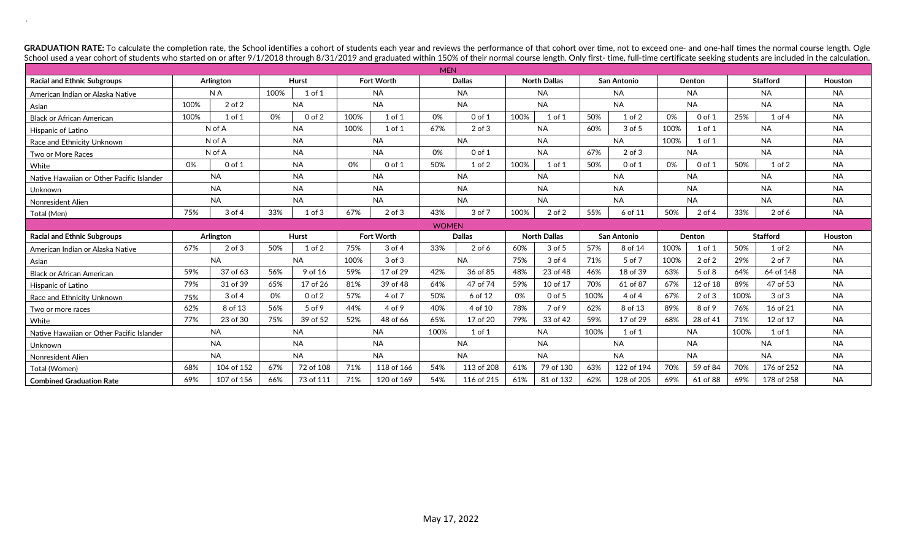**GRADUATION RATE:** To calculate the completion rate, the School identifies a cohort of students each year and reviews the performance of that cohort over time, not to exceed one- and one-half times the normal course length. Ogle School used a year cohort of students who started on or after 9/1/2018 through 8/31/2019 and graduated within 150% of their normal course length. Only first- time, full-time certificate seeking students are included in the calculation.

| MEN | | | | | | | | | | | | | | | | | |
|---|---|---|---|---|---|---|---|---|---|---|---|---|---|---|---|---|---|
| **Racial and Ethnic Subgroups** | **Arlington** | | **Hurst** | | **Fort Worth** | | **Dallas** | | **North Dallas** | | **San Antonio** | | **Denton** | | **Stafford** | | **Houston** |
| American Indian or Alaska Native | N A | | 100% | 1 of 1 | NA | | NA | | NA | | NA | | NA | | NA | | NA |
| Asian | 100% | 2 of 2 | NA | | NA | | NA | | NA | | NA | | NA | | NA | | NA |
| Black or African American | 100% | 1 of 1 | 0% | 0 of 2 | 100% | 1 of 1 | 0% | 0 of 1 | 100% | 1 of 1 | 50% | 1 of 2 | 0% | 0 of 1 | 25% | 1 of 4 | NA |
| Hispanic of Latino | N of A | | NA | | 100% | 1 of 1 | 67% | 2 of 3 | NA | | 60% | 3 of 5 | 100% | 1 of 1 | NA | | NA |
| Race and Ethnicity Unknown | N of A | | NA | | NA | | NA | | NA | | NA | | 100% | 1 of 1 | NA | | NA |
| Two or More Races | N of A | | NA | | NA | | 0% | 0 of 1 | NA | | 67% | 2 of 3 | NA | | NA | | NA |
| White | 0% | 0 of 1 | NA | | 0% | 0 of 1 | 50% | 1 of 2 | 100% | 1 of 1 | 50% | 0 of 1 | 0% | 0 of 1 | 50% | 1 of 2 | NA |
| Native Hawaiian or Other Pacific Islander | NA | | NA | | NA | | NA | | NA | | NA | | NA | | NA | | NA |
| Unknown | NA | | NA | | NA | | NA | | NA | | NA | | NA | | NA | | NA |
| Nonresident Alien | NA | | NA | | NA | | NA | | NA | | NA | | NA | | NA | | NA |
| Total (Men) | 75% | 3 of 4 | 33% | 1 of 3 | 67% | 2 of 3 | 43% | 3 of 7 | 100% | 2 of 2 | 55% | 6 of 11 | 50% | 2 of 4 | 33% | 2 of 6 | NA |
| WOMEN | | | | | | | | | | | | | | | | | |
| **Racial and Ethnic Subgroups** | **Arlington** | | **Hurst** | | **Fort Worth** | | **Dallas** | | **North Dallas** | | **San Antonio** | | **Denton** | | **Stafford** | | **Houston** |
| American Indian or Alaska Native | 67% | 2 of 3 | 50% | 1 of 2 | 75% | 3 of 4 | 33% | 2 of 6 | 60% | 3 of 5 | 57% | 8 of 14 | 100% | 1 of 1 | 50% | 1 of 2 | NA |
| Asian | NA | | NA | | 100% | 3 of 3 | NA | | 75% | 3 of 4 | 71% | 5 of 7 | 100% | 2 of 2 | 29% | 2 of 7 | NA |
| Black or African American | 59% | 37 of 63 | 56% | 9 of 16 | 59% | 17 of 29 | 42% | 36 of 85 | 48% | 23 of 48 | 46% | 18 of 39 | 63% | 5 of 8 | 64% | 64 of 148 | NA |
| Hispanic of Latino | 79% | 31 of 39 | 65% | 17 of 26 | 81% | 39 of 48 | 64% | 47 of 74 | 59% | 10 of 17 | 70% | 61 of 87 | 67% | 12 of 18 | 89% | 47 of 53 | NA |
| Race and Ethnicity Unknown | 75% | 3 of 4 | 0% | 0 of 2 | 57% | 4 of 7 | 50% | 6 of 12 | 0% | 0 of 5 | 100% | 4 of 4 | 67% | 2 of 3 | 100% | 3 of 3 | NA |
| Two or more races | 62% | 8 of 13 | 56% | 5 of 9 | 44% | 4 of 9 | 40% | 4 of 10 | 78% | 7 of 9 | 62% | 8 of 13 | 89% | 8 of 9 | 76% | 16 of 21 | NA |
| White | 77% | 23 of 30 | 75% | 39 of 52 | 52% | 48 of 66 | 65% | 17 of 20 | 79% | 33 of 42 | 59% | 17 of 29 | 68% | 28 of 41 | 71% | 12 of 17 | NA |
| Native Hawaiian or Other Pacific Islander | NA | | NA | | NA | | 100% | 1 of 1 | NA | | 100% | 1 of 1 | NA | | 100% | 1 of 1 | NA |
| Unknown | NA | | NA | | NA | | NA | | NA | | NA | | NA | | NA | | NA |
| Nonresident Alien | NA | | NA | | NA | | NA | | NA | | NA | | NA | | NA | | NA |
| Total (Women) | 68% | 104 of 152 | 67% | 72 of 108 | 71% | 118 of 166 | 54% | 113 of 208 | 61% | 79 of 130 | 63% | 122 of 194 | 70% | 59 of 84 | 70% | 176 of 252 | NA |
| **Combined Graduation Rate** | 69% | 107 of 156 | 66% | 73 of 111 | 71% | 120 of 169 | 54% | 116 of 215 | 61% | 81 of 132 | 62% | 128 of 205 | 69% | 61 of 88 | 69% | 178 of 258 | NA |

May 17, 2022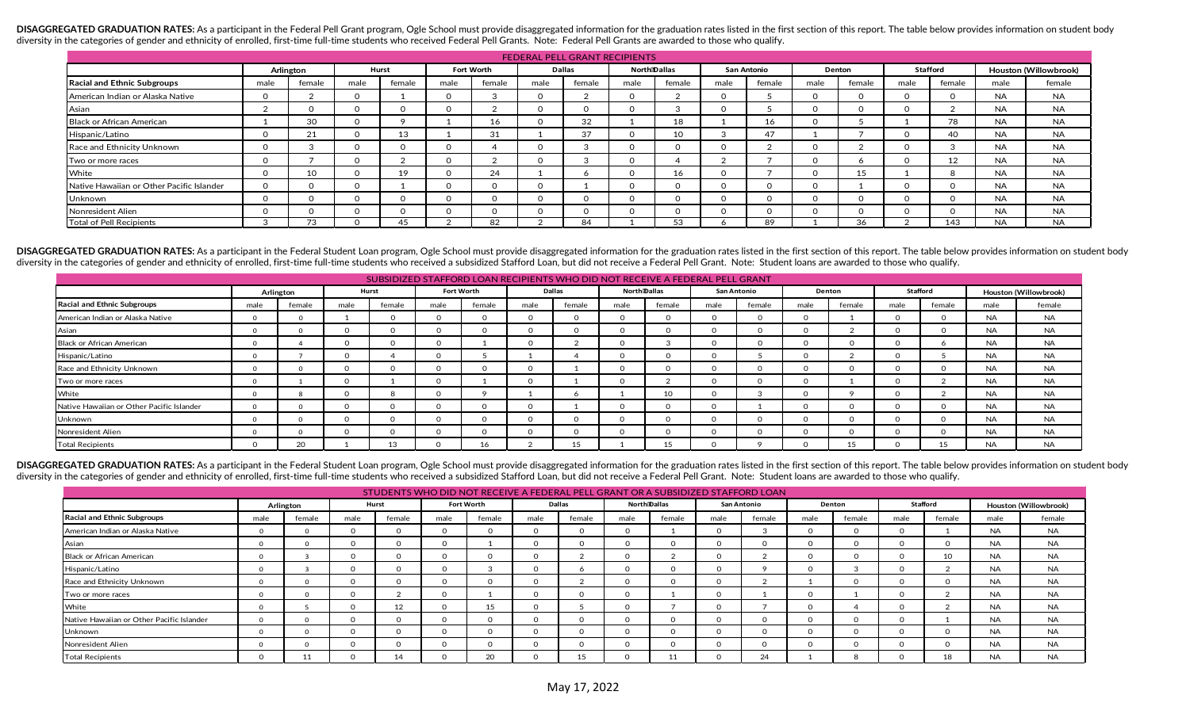**DISAGGREGATED GRADUATION RATES:** As a participant in the Federal Pell Grant program, Ogle School must provide disaggregated information for the graduation rates listed in the first section of this report. The table below provides information on student body diversity in the categories of gender and ethnicity of enrolled, first-time full-time students who received Federal Pell Grants. Note: Federal Pell Grants are awarded to those who qualify.

| FEDERAL PELL GRANT RECIPIENTS | Arlington | | Hurst | | Fort Worth | | Dallas | | North Dallas | | San Antonio | | Denton | | Stafford | | Houston (Willowbrook) | |
|---|---|---|---|---|---|---|---|---|---|---|---|---|---|---|---|---|---|---|
| **Racial and Ethnic Subgroups** | male | female | male | female | male | female | male | female | male | female | male | female | male | female | male | female | male | female |
| American Indian or Alaska Native | 0 | 2 | 0 | 1 | 0 | 3 | 0 | 2 | 0 | 2 | 0 | 5 | 0 | 0 | 0 | 0 | NA | NA |
| Asian | 2 | 0 | 0 | 0 | 0 | 2 | 0 | 0 | 0 | 3 | 0 | 5 | 0 | 0 | 0 | 2 | NA | NA |
| Black or African American | 1 | 30 | 0 | 9 | 1 | 16 | 0 | 32 | 1 | 18 | 1 | 16 | 0 | 5 | 1 | 78 | NA | NA |
| Hispanic/Latino | 0 | 21 | 0 | 13 | 1 | 31 | 1 | 37 | 0 | 10 | 3 | 47 | 1 | 7 | 0 | 40 | NA | NA |
| Race and Ethnicity Unknown | 0 | 3 | 0 | 0 | 0 | 4 | 0 | 3 | 0 | 0 | 0 | 2 | 0 | 2 | 0 | 3 | NA | NA |
| Two or more races | 0 | 7 | 0 | 2 | 0 | 2 | 0 | 3 | 0 | 4 | 2 | 7 | 0 | 6 | 0 | 12 | NA | NA |
| White | 0 | 10 | 0 | 19 | 0 | 24 | 1 | 6 | 0 | 16 | 0 | 7 | 0 | 15 | 1 | 8 | NA | NA |
| Native Hawaiian or Other Pacific Islander | 0 | 0 | 0 | 1 | 0 | 0 | 0 | 1 | 0 | 0 | 0 | 0 | 0 | 1 | 0 | 0 | NA | NA |
| Unknown | 0 | 0 | 0 | 0 | 0 | 0 | 0 | 0 | 0 | 0 | 0 | 0 | 0 | 0 | 0 | 0 | NA | NA |
| Nonresident Alien | 0 | 0 | 0 | 0 | 0 | 0 | 0 | 0 | 0 | 0 | 0 | 0 | 0 | 0 | 0 | 0 | NA | NA |
| Total of Pell Recipients | 3 | 73 | 0 | 45 | 2 | 82 | 2 | 84 | 1 | 53 | 6 | 89 | 1 | 36 | 2 | 143 | NA | NA |

**DISAGGREGATED GRADUATION RATES:** As a participant in the Federal Student Loan program, Ogle School must provide disaggregated information for the graduation rates listed in the first section of this report. The table below provides information on student body diversity in the categories of gender and ethnicity of enrolled, first-time full-time students who received a subsidized Stafford Loan, but did not receive a Federal Pell Grant. Note: Student loans are awarded to those who qualify.

| SUBSIDIZED STAFFORD LOAN RECIPIENTS WHO DID NOT RECEIVE A FEDERAL PELL GRANT | Arlington | | Hurst | | Fort Worth | | Dallas | | North Dallas | | San Antonio | | Denton | | Stafford | | Houston (Willowbrook) | |
|---|---|---|---|---|---|---|---|---|---|---|---|---|---|---|---|---|---|---|
| **Racial and Ethnic Subgroups** | male | female | male | female | male | female | male | female | male | female | male | female | male | female | male | female | male | female |
| American Indian or Alaska Native | 0 | 0 | 1 | 0 | 0 | 0 | 0 | 0 | 0 | 0 | 0 | 0 | 0 | 1 | 0 | 0 | NA | NA |
| Asian | 0 | 0 | 0 | 0 | 0 | 0 | 0 | 0 | 0 | 0 | 0 | 0 | 0 | 2 | 0 | 0 | NA | NA |
| Black or African American | 0 | 4 | 0 | 0 | 0 | 1 | 0 | 2 | 0 | 3 | 0 | 0 | 0 | 0 | 0 | 6 | NA | NA |
| Hispanic/Latino | 0 | 7 | 0 | 4 | 0 | 5 | 1 | 4 | 0 | 0 | 0 | 5 | 0 | 2 | 0 | 5 | NA | NA |
| Race and Ethnicity Unknown | 0 | 0 | 0 | 0 | 0 | 0 | 0 | 1 | 0 | 0 | 0 | 0 | 0 | 0 | 0 | 0 | NA | NA |
| Two or more races | 0 | 1 | 0 | 1 | 0 | 1 | 0 | 1 | 0 | 2 | 0 | 0 | 0 | 1 | 0 | 2 | NA | NA |
| White | 0 | 8 | 0 | 8 | 0 | 9 | 1 | 6 | 1 | 10 | 0 | 3 | 0 | 9 | 0 | 2 | NA | NA |
| Native Hawaiian or Other Pacific Islander | 0 | 0 | 0 | 0 | 0 | 0 | 0 | 1 | 0 | 0 | 0 | 1 | 0 | 0 | 0 | 0 | NA | NA |
| Unknown | 0 | 0 | 0 | 0 | 0 | 0 | 0 | 0 | 0 | 0 | 0 | 0 | 0 | 0 | 0 | 0 | NA | NA |
| Nonresident Alien | 0 | 0 | 0 | 0 | 0 | 0 | 0 | 0 | 0 | 0 | 0 | 0 | 0 | 0 | 0 | 0 | NA | NA |
| Total Recipients | 0 | 20 | 1 | 13 | 0 | 16 | 2 | 15 | 1 | 15 | 0 | 9 | 0 | 15 | 0 | 15 | NA | NA |

**DISAGGREGATED GRADUATION RATES:** As a participant in the Federal Student Loan program, Ogle School must provide disaggregated information for the graduation rates listed in the first section of this report. The table below provides information on student body diversity in the categories of gender and ethnicity of enrolled, first-time full-time students who received a subsidized Stafford Loan, but did not receive a Federal Pell Grant. Note: Student loans are awarded to those who qualify.

| STUDENTS WHO DID NOT RECEIVE A FEDERAL PELL GRANT OR A SUBSIDIZED STAFFORD LOAN | Arlington | | Hurst | | Fort Worth | | Dallas | | North Dallas | | San Antonio | | Denton | | Stafford | | Houston (Willowbrook) | |
|---|---|---|---|---|---|---|---|---|---|---|---|---|---|---|---|---|---|---|
| **Racial and Ethnic Subgroups** | male | female | male | female | male | female | male | female | male | female | male | female | male | female | male | female | male | female |
| American Indian or Alaska Native | 0 | 0 | 0 | 0 | 0 | 0 | 0 | 0 | 0 | 1 | 0 | 3 | 0 | 0 | 0 | 1 | NA | NA |
| Asian | 0 | 0 | 0 | 0 | 0 | 1 | 0 | 0 | 0 | 0 | 0 | 0 | 0 | 0 | 0 | 0 | NA | NA |
| Black or African American | 0 | 3 | 0 | 0 | 0 | 0 | 0 | 2 | 0 | 2 | 0 | 2 | 0 | 0 | 0 | 10 | NA | NA |
| Hispanic/Latino | 0 | 3 | 0 | 0 | 0 | 3 | 0 | 6 | 0 | 0 | 0 | 9 | 0 | 3 | 0 | 2 | NA | NA |
| Race and Ethnicity Unknown | 0 | 0 | 0 | 0 | 0 | 0 | 0 | 2 | 0 | 0 | 0 | 2 | 1 | 0 | 0 | 0 | NA | NA |
| Two or more races | 0 | 0 | 0 | 2 | 0 | 1 | 0 | 0 | 0 | 1 | 0 | 1 | 0 | 1 | 0 | 2 | NA | NA |
| White | 0 | 5 | 0 | 12 | 0 | 15 | 0 | 5 | 0 | 7 | 0 | 7 | 0 | 4 | 0 | 2 | NA | NA |
| Native Hawaiian or Other Pacific Islander | 0 | 0 | 0 | 0 | 0 | 0 | 0 | 0 | 0 | 0 | 0 | 0 | 0 | 0 | 0 | 1 | NA | NA |
| Unknown | 0 | 0 | 0 | 0 | 0 | 0 | 0 | 0 | 0 | 0 | 0 | 0 | 0 | 0 | 0 | 0 | NA | NA |
| Nonresident Alien | 0 | 0 | 0 | 0 | 0 | 0 | 0 | 0 | 0 | 0 | 0 | 0 | 0 | 0 | 0 | 0 | NA | NA |
| Total Recipients | 0 | 11 | 0 | 14 | 0 | 20 | 0 | 15 | 0 | 11 | 0 | 24 | 1 | 8 | 0 | 18 | NA | NA |

May 17, 2022